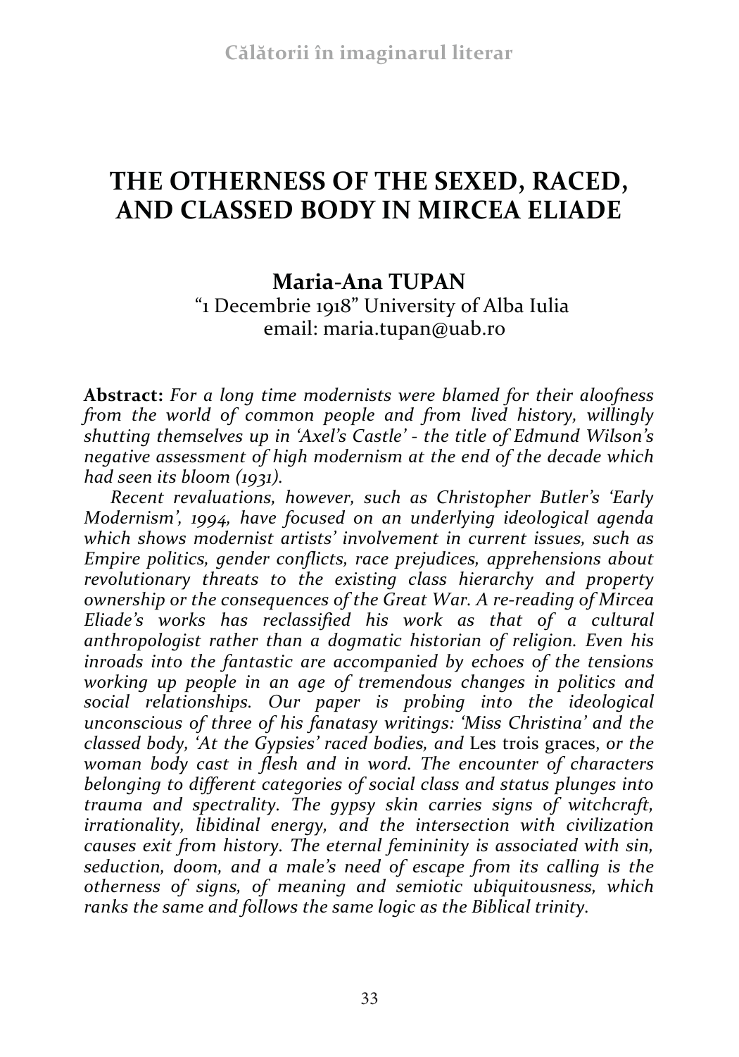# THE OTHERNESS OF THE SEXED, RACED, AND CLASSED BODY IN MIRCEA ELIADE

**Maria-Ana TUPAN**
"1 Decembrie 1918" University of Alba Iulia
email: maria.tupan@uab.ro

**Abstract:** *For a long time modernists were blamed for their aloofness from the world of common people and from lived history, willingly shutting themselves up in 'Axel's Castle' - the title of Edmund Wilson's negative assessment of high modernism at the end of the decade which had seen its bloom (1931).*

*Recent revaluations, however, such as Christopher Butler's 'Early Modernism', 1994, have focused on an underlying ideological agenda which shows modernist artists' involvement in current issues, such as Empire politics, gender conflicts, race prejudices, apprehensions about revolutionary threats to the existing class hierarchy and property ownership or the consequences of the Great War. A re-reading of Mircea Eliade's works has reclassified his work as that of a cultural anthropologist rather than a dogmatic historian of religion. Even his inroads into the fantastic are accompanied by echoes of the tensions working up people in an age of tremendous changes in politics and social relationships. Our paper is probing into the ideological unconscious of three of his fanatasy writings: 'Miss Christina' and the classed body, 'At the Gypsies' raced bodies, and* Les trois graces, *or the woman body cast in flesh and in word. The encounter of characters belonging to different categories of social class and status plunges into trauma and spectrality. The gypsy skin carries signs of witchcraft, irrationality, libidinal energy, and the intersection with civilization causes exit from history. The eternal femininity is associated with sin, seduction, doom, and a male's need of escape from its calling is the otherness of signs, of meaning and semiotic ubiquitousness, which ranks the same and follows the same logic as the Biblical trinity.*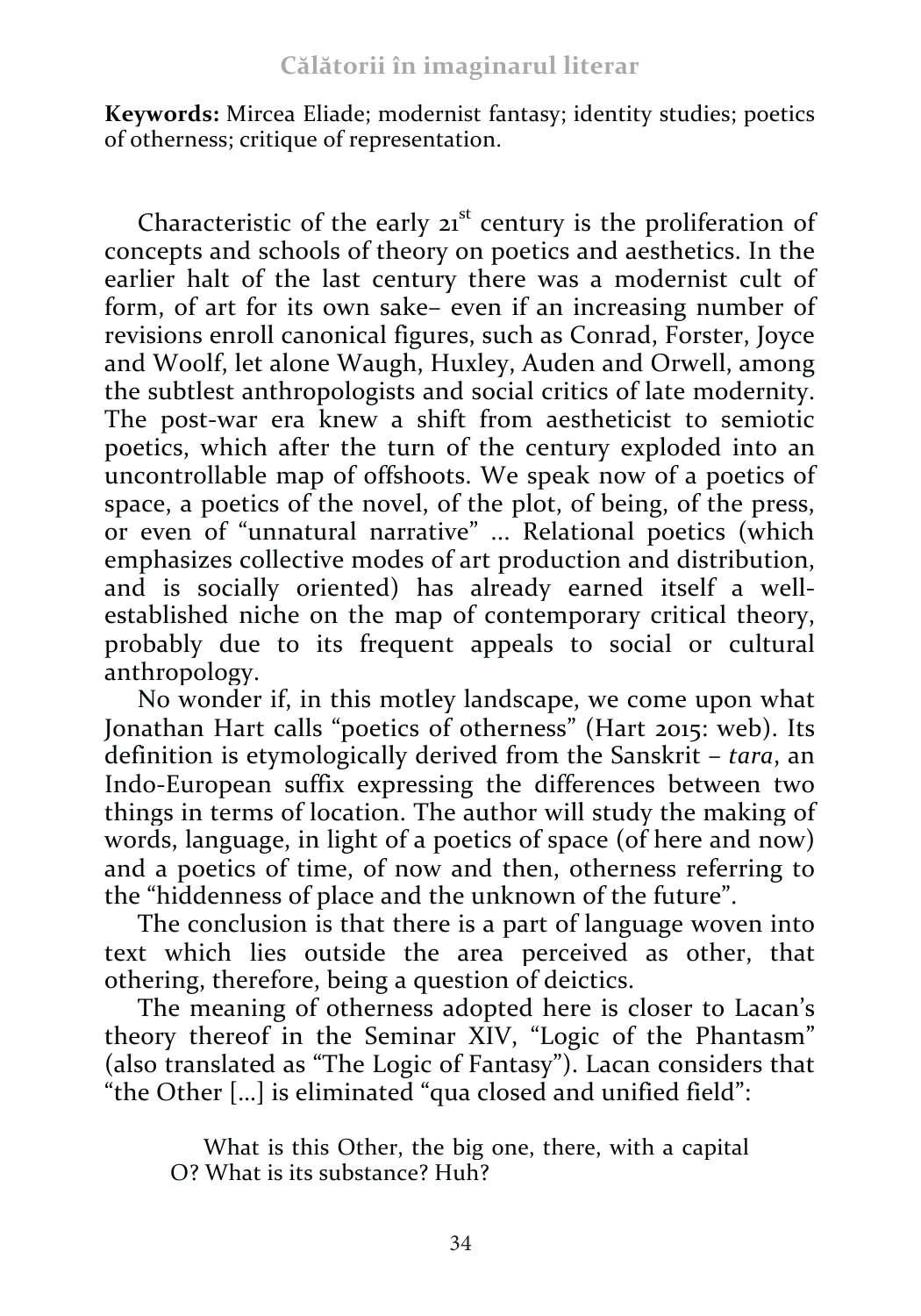**Keywords:** Mircea Eliade; modernist fantasy; identity studies; poetics of otherness; critique of representation.

Characteristic of the early 21[st] century is the proliferation of concepts and schools of theory on poetics and aesthetics. In the earlier halt of the last century there was a modernist cult of form, of art for its own sake– even if an increasing number of revisions enroll canonical figures, such as Conrad, Forster, Joyce and Woolf, let alone Waugh, Huxley, Auden and Orwell, among the subtlest anthropologists and social critics of late modernity. The post-war era knew a shift from aestheticist to semiotic poetics, which after the turn of the century exploded into an uncontrollable map of offshoots. We speak now of a poetics of space, a poetics of the novel, of the plot, of being, of the press, or even of "unnatural narrative" … Relational poetics (which emphasizes collective modes of art production and distribution, and is socially oriented) has already earned itself a well-established niche on the map of contemporary critical theory, probably due to its frequent appeals to social or cultural anthropology.

No wonder if, in this motley landscape, we come upon what Jonathan Hart calls "poetics of otherness" (Hart 2015: web). Its definition is etymologically derived from the Sanskrit – *tara*, an Indo-European suffix expressing the differences between two things in terms of location. The author will study the making of words, language, in light of a poetics of space (of here and now) and a poetics of time, of now and then, otherness referring to the "hiddenness of place and the unknown of the future".

The conclusion is that there is a part of language woven into text which lies outside the area perceived as other, that othering, therefore, being a question of deictics.

The meaning of otherness adopted here is closer to Lacan's theory thereof in the Seminar XIV, "Logic of the Phantasm" (also translated as "The Logic of Fantasy"). Lacan considers that "the Other […] is eliminated "qua closed and unified field":

> What is this Other, the big one, there, with a capital O? What is its substance? Huh?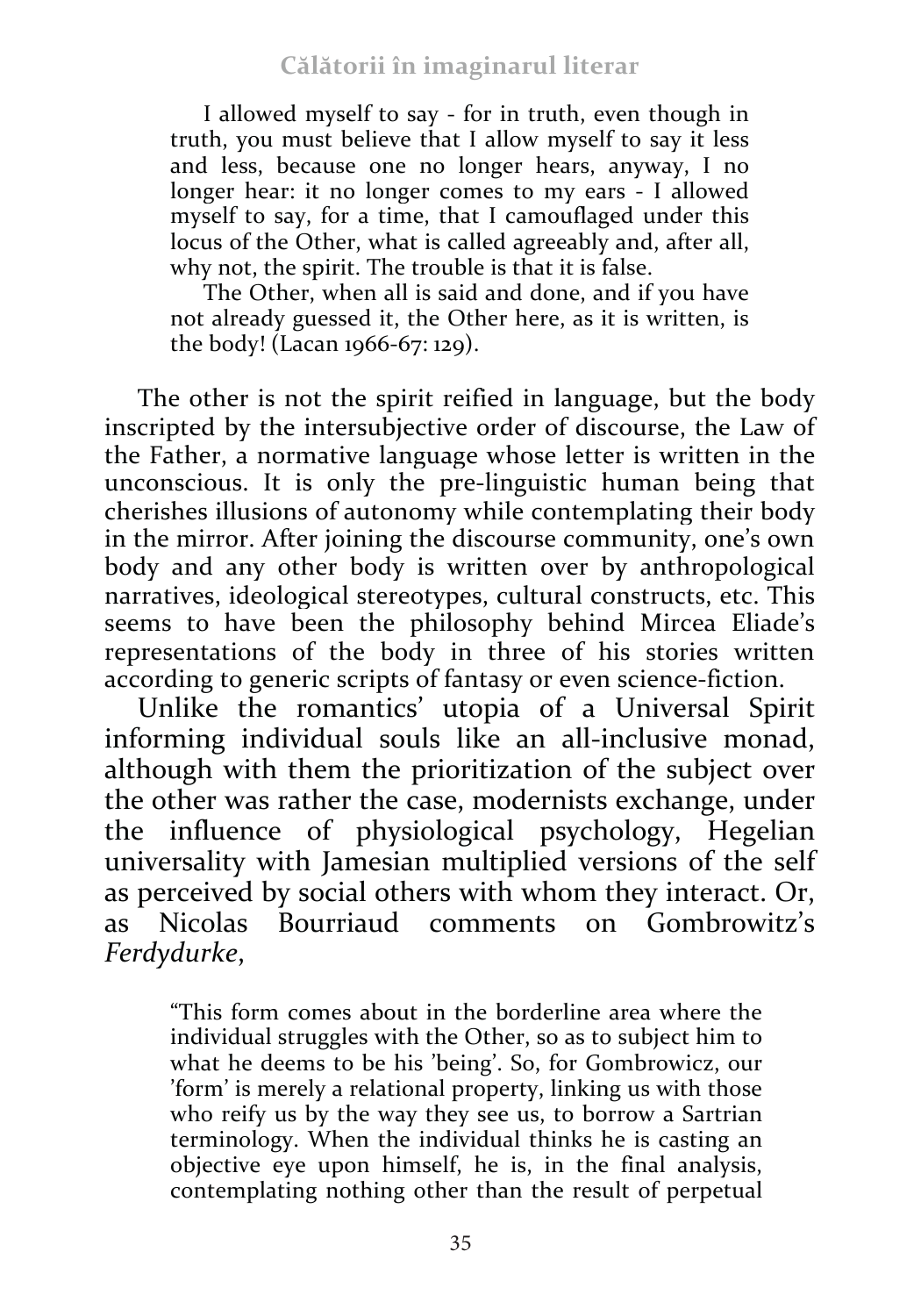> I allowed myself to say - for in truth, even though in truth, you must believe that I allow myself to say it less and less, because one no longer hears, anyway, I no longer hear: it no longer comes to my ears - I allowed myself to say, for a time, that I camouflaged under this locus of the Other, what is called agreeably and, after all, why not, the spirit. The trouble is that it is false.
>
> The Other, when all is said and done, and if you have not already guessed it, the Other here, as it is written, is the body! (Lacan 1966-67: 129).

The other is not the spirit reified in language, but the body inscripted by the intersubjective order of discourse, the Law of the Father, a normative language whose letter is written in the unconscious. It is only the pre-linguistic human being that cherishes illusions of autonomy while contemplating their body in the mirror. After joining the discourse community, one's own body and any other body is written over by anthropological narratives, ideological stereotypes, cultural constructs, etc. This seems to have been the philosophy behind Mircea Eliade's representations of the body in three of his stories written according to generic scripts of fantasy or even science-fiction.

Unlike the romantics' utopia of a Universal Spirit informing individual souls like an all-inclusive monad, although with them the prioritization of the subject over the other was rather the case, modernists exchange, under the influence of physiological psychology, Hegelian universality with Jamesian multiplied versions of the self as perceived by social others with whom they interact. Or, as Nicolas Bourriaud comments on Gombrowitz's *Ferdydurke*,

> "This form comes about in the borderline area where the individual struggles with the Other, so as to subject him to what he deems to be his 'being'. So, for Gombrowicz, our 'form' is merely a relational property, linking us with those who reify us by the way they see us, to borrow a Sartrian terminology. When the individual thinks he is casting an objective eye upon himself, he is, in the final analysis, contemplating nothing other than the result of perpetual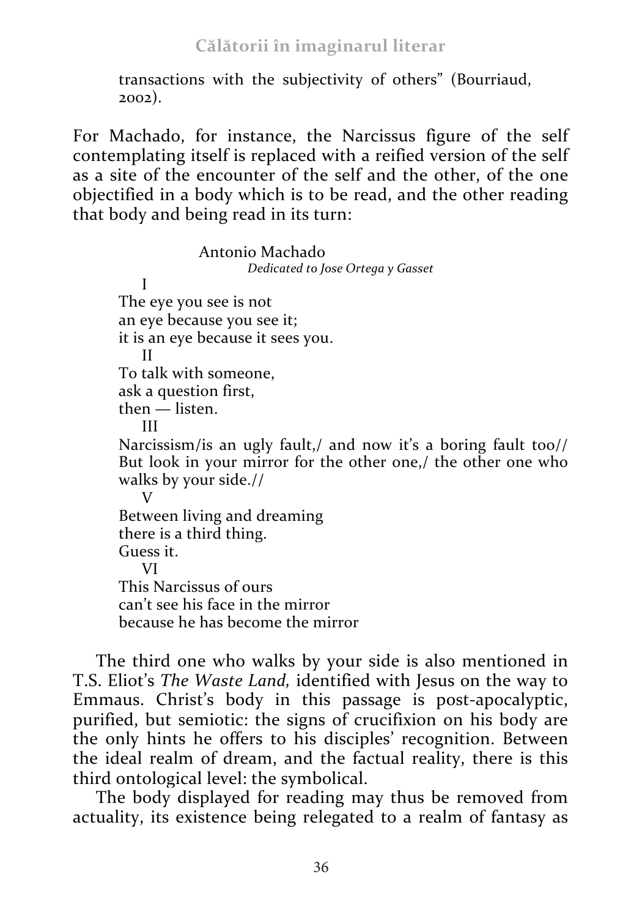transactions with the subjectivity of others" (Bourriaud, 2002).

For Machado, for instance, the Narcissus figure of the self contemplating itself is replaced with a reified version of the self as a site of the encounter of the self and the other, of the one objectified in a body which is to be read, and the other reading that body and being read in its turn:

Antonio Machado
*Dedicated to Jose Ortega y Gasset*

I
The eye you see is not
an eye because you see it;
it is an eye because it sees you.

II
To talk with someone,
ask a question first,
then — listen.

III
Narcissism/is an ugly fault,/ and now it's a boring fault too// But look in your mirror for the other one,/ the other one who walks by your side.//

V
Between living and dreaming
there is a third thing.
Guess it.

VI
This Narcissus of ours
can't see his face in the mirror
because he has become the mirror

The third one who walks by your side is also mentioned in T.S. Eliot's *The Waste Land,* identified with Jesus on the way to Emmaus. Christ's body in this passage is post-apocalyptic, purified, but semiotic: the signs of crucifixion on his body are the only hints he offers to his disciples' recognition. Between the ideal realm of dream, and the factual reality, there is this third ontological level: the symbolical.

The body displayed for reading may thus be removed from actuality, its existence being relegated to a realm of fantasy as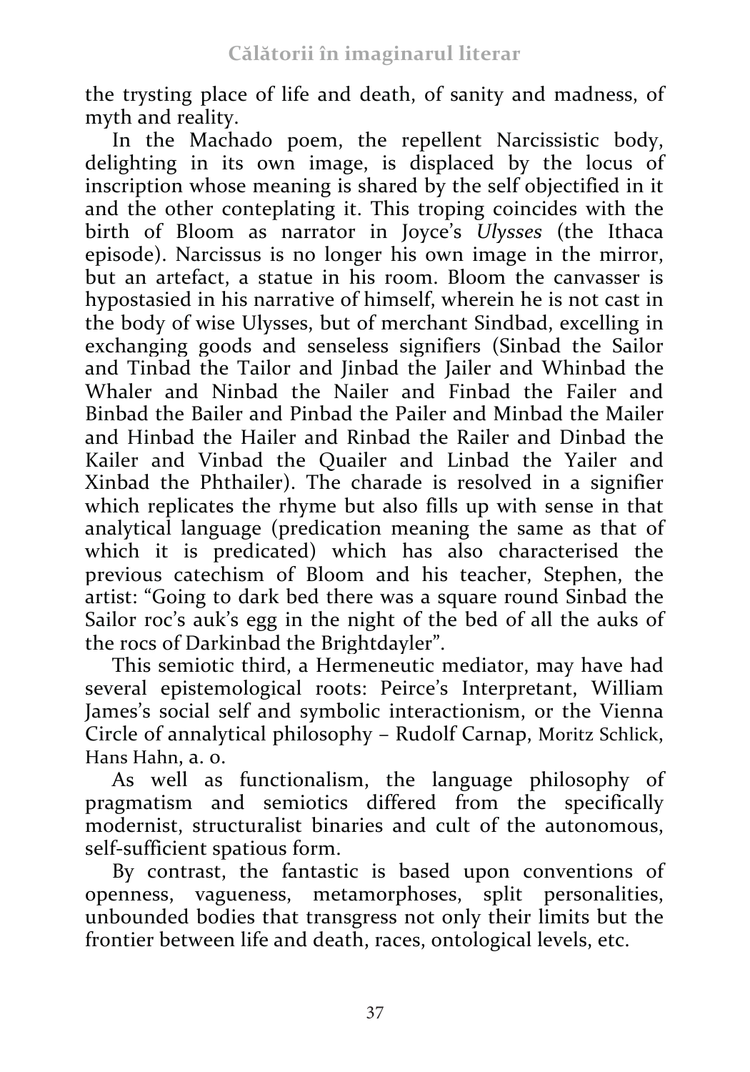the trysting place of life and death, of sanity and madness, of myth and reality.

In the Machado poem, the repellent Narcissistic body, delighting in its own image, is displaced by the locus of inscription whose meaning is shared by the self objectified in it and the other conteplating it. This troping coincides with the birth of Bloom as narrator in Joyce's *Ulysses* (the Ithaca episode). Narcissus is no longer his own image in the mirror, but an artefact, a statue in his room. Bloom the canvasser is hypostasied in his narrative of himself, wherein he is not cast in the body of wise Ulysses, but of merchant Sindbad, excelling in exchanging goods and senseless signifiers (Sinbad the Sailor and Tinbad the Tailor and Jinbad the Jailer and Whinbad the Whaler and Ninbad the Nailer and Finbad the Failer and Binbad the Bailer and Pinbad the Pailer and Minbad the Mailer and Hinbad the Hailer and Rinbad the Railer and Dinbad the Kailer and Vinbad the Quailer and Linbad the Yailer and Xinbad the Phthailer). The charade is resolved in a signifier which replicates the rhyme but also fills up with sense in that analytical language (predication meaning the same as that of which it is predicated) which has also characterised the previous catechism of Bloom and his teacher, Stephen, the artist: "Going to dark bed there was a square round Sinbad the Sailor roc's auk's egg in the night of the bed of all the auks of the rocs of Darkinbad the Brightdayler".

This semiotic third, a Hermeneutic mediator, may have had several epistemological roots: Peirce's Interpretant, William James's social self and symbolic interactionism, or the Vienna Circle of annalytical philosophy – Rudolf Carnap, Moritz Schlick, Hans Hahn, a. o.

As well as functionalism, the language philosophy of pragmatism and semiotics differed from the specifically modernist, structuralist binaries and cult of the autonomous, self-sufficient spatious form.

By contrast, the fantastic is based upon conventions of openness, vagueness, metamorphoses, split personalities, unbounded bodies that transgress not only their limits but the frontier between life and death, races, ontological levels, etc.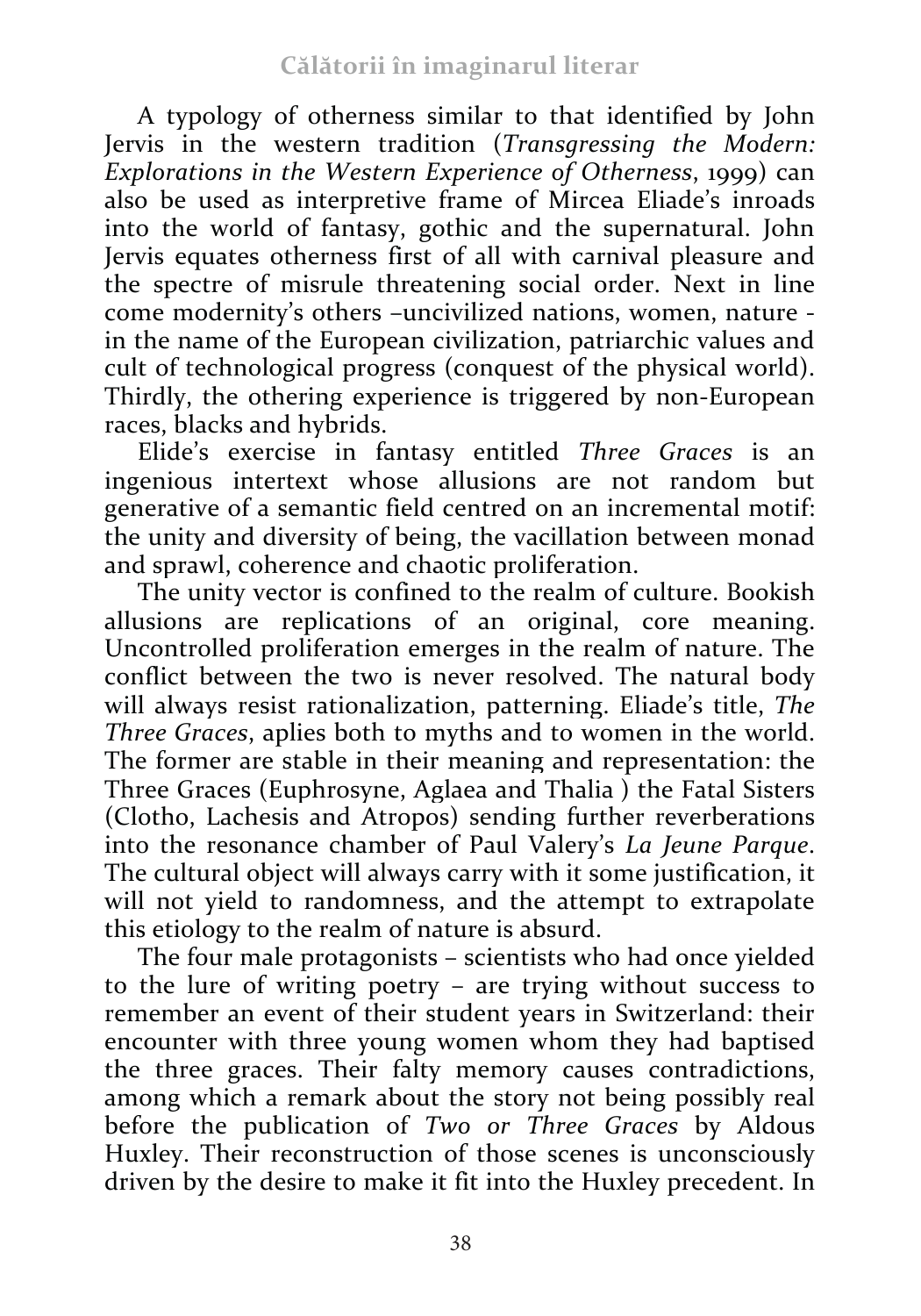A typology of otherness similar to that identified by John Jervis in the western tradition (*Transgressing the Modern: Explorations in the Western Experience of Otherness*, 1999) can also be used as interpretive frame of Mircea Eliade's inroads into the world of fantasy, gothic and the supernatural. John Jervis equates otherness first of all with carnival pleasure and the spectre of misrule threatening social order. Next in line come modernity's others –uncivilized nations, women, nature - in the name of the European civilization, patriarchic values and cult of technological progress (conquest of the physical world). Thirdly, the othering experience is triggered by non-European races, blacks and hybrids.

Elide's exercise in fantasy entitled *Three Graces* is an ingenious intertext whose allusions are not random but generative of a semantic field centred on an incremental motif: the unity and diversity of being, the vacillation between monad and sprawl, coherence and chaotic proliferation.

The unity vector is confined to the realm of culture. Bookish allusions are replications of an original, core meaning. Uncontrolled proliferation emerges in the realm of nature. The conflict between the two is never resolved. The natural body will always resist rationalization, patterning. Eliade's title, *The Three Graces*, aplies both to myths and to women in the world. The former are stable in their meaning and representation: the Three Graces (Euphrosyne, Aglaea and Thalia ) the Fatal Sisters (Clotho, Lachesis and Atropos) sending further reverberations into the resonance chamber of Paul Valery's *La Jeune Parque*. The cultural object will always carry with it some justification, it will not yield to randomness, and the attempt to extrapolate this etiology to the realm of nature is absurd.

The four male protagonists – scientists who had once yielded to the lure of writing poetry – are trying without success to remember an event of their student years in Switzerland: their encounter with three young women whom they had baptised the three graces. Their falty memory causes contradictions, among which a remark about the story not being possibly real before the publication of *Two or Three Graces* by Aldous Huxley. Their reconstruction of those scenes is unconsciously driven by the desire to make it fit into the Huxley precedent. In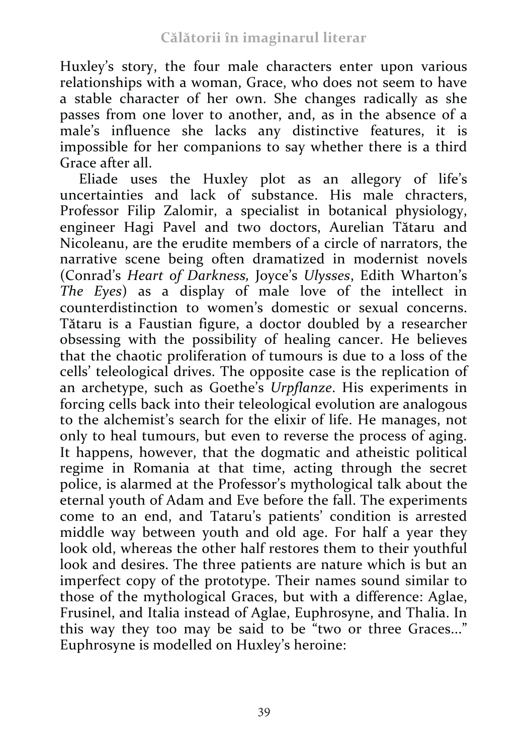Huxley's story, the four male characters enter upon various relationships with a woman, Grace, who does not seem to have a stable character of her own. She changes radically as she passes from one lover to another, and, as in the absence of a male's influence she lacks any distinctive features, it is impossible for her companions to say whether there is a third Grace after all.

Eliade uses the Huxley plot as an allegory of life's uncertainties and lack of substance. His male chracters, Professor Filip Zalomir, a specialist in botanical physiology, engineer Hagi Pavel and two doctors, Aurelian Tătaru and Nicoleanu, are the erudite members of a circle of narrators, the narrative scene being often dramatized in modernist novels (Conrad's *Heart of Darkness,* Joyce's *Ulysses*, Edith Wharton's *The Eyes*) as a display of male love of the intellect in counterdistinction to women's domestic or sexual concerns. Tătaru is a Faustian figure, a doctor doubled by a researcher obsessing with the possibility of healing cancer. He believes that the chaotic proliferation of tumours is due to a loss of the cells' teleological drives. The opposite case is the replication of an archetype, such as Goethe's *Urpflanze*. His experiments in forcing cells back into their teleological evolution are analogous to the alchemist's search for the elixir of life. He manages, not only to heal tumours, but even to reverse the process of aging. It happens, however, that the dogmatic and atheistic political regime in Romania at that time, acting through the secret police, is alarmed at the Professor's mythological talk about the eternal youth of Adam and Eve before the fall. The experiments come to an end, and Tataru's patients' condition is arrested middle way between youth and old age. For half a year they look old, whereas the other half restores them to their youthful look and desires. The three patients are nature which is but an imperfect copy of the prototype. Their names sound similar to those of the mythological Graces, but with a difference: Aglae, Frusinel, and Italia instead of Aglae, Euphrosyne, and Thalia. In this way they too may be said to be "two or three Graces..." Euphrosyne is modelled on Huxley's heroine: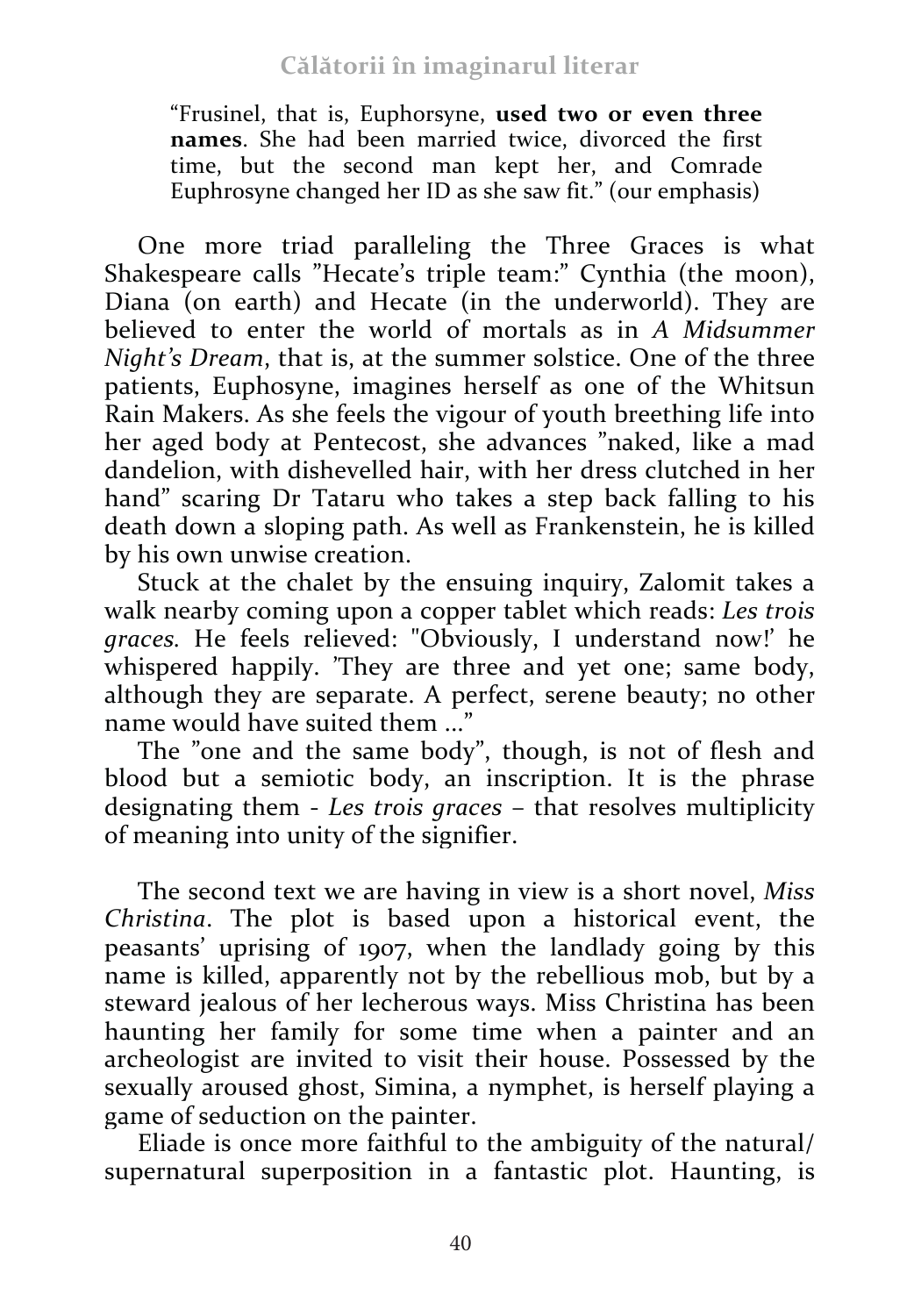> "Frusinel, that is, Euphorsyne, **used two or even three names**. She had been married twice, divorced the first time, but the second man kept her, and Comrade Euphrosyne changed her ID as she saw fit." (our emphasis)

One more triad paralleling the Three Graces is what Shakespeare calls "Hecate's triple team:" Cynthia (the moon), Diana (on earth) and Hecate (in the underworld). They are believed to enter the world of mortals as in *A Midsummer Night's Dream*, that is, at the summer solstice. One of the three patients, Euphosyne, imagines herself as one of the Whitsun Rain Makers. As she feels the vigour of youth breething life into her aged body at Pentecost, she advances "naked, like a mad dandelion, with dishevelled hair, with her dress clutched in her hand" scaring Dr Tataru who takes a step back falling to his death down a sloping path. As well as Frankenstein, he is killed by his own unwise creation.

Stuck at the chalet by the ensuing inquiry, Zalomit takes a walk nearby coming upon a copper tablet which reads: *Les trois graces*. He feels relieved: "Obviously, I understand now!' he whispered happily. 'They are three and yet one; same body, although they are separate. A perfect, serene beauty; no other name would have suited them ..."

The "one and the same body", though, is not of flesh and blood but a semiotic body, an inscription. It is the phrase designating them - *Les trois graces* – that resolves multiplicity of meaning into unity of the signifier.

The second text we are having in view is a short novel, *Miss Christina*. The plot is based upon a historical event, the peasants' uprising of 1907, when the landlady going by this name is killed, apparently not by the rebellious mob, but by a steward jealous of her lecherous ways. Miss Christina has been haunting her family for some time when a painter and an archeologist are invited to visit their house. Possessed by the sexually aroused ghost, Simina, a nymphet, is herself playing a game of seduction on the painter.

Eliade is once more faithful to the ambiguity of the natural/ supernatural superposition in a fantastic plot. Haunting, is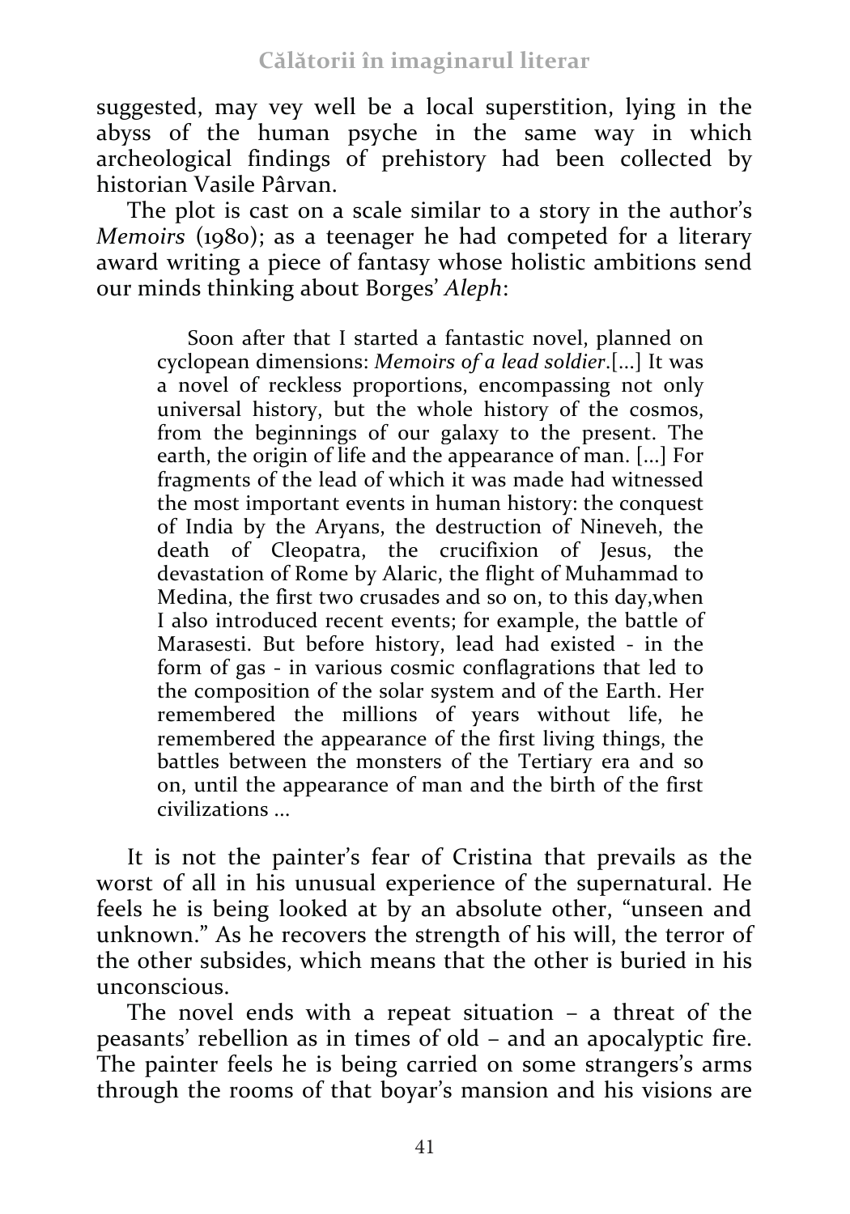suggested, may vey well be a local superstition, lying in the abyss of the human psyche in the same way in which archeological findings of prehistory had been collected by historian Vasile Pârvan.

The plot is cast on a scale similar to a story in the author's *Memoirs* (1980); as a teenager he had competed for a literary award writing a piece of fantasy whose holistic ambitions send our minds thinking about Borges' *Aleph*:

> Soon after that I started a fantastic novel, planned on cyclopean dimensions: *Memoirs of a lead soldier*.[...] It was a novel of reckless proportions, encompassing not only universal history, but the whole history of the cosmos, from the beginnings of our galaxy to the present. The earth, the origin of life and the appearance of man. [...] For fragments of the lead of which it was made had witnessed the most important events in human history: the conquest of India by the Aryans, the destruction of Nineveh, the death of Cleopatra, the crucifixion of Jesus, the devastation of Rome by Alaric, the flight of Muhammad to Medina, the first two crusades and so on, to this day,when I also introduced recent events; for example, the battle of Marasesti. But before history, lead had existed - in the form of gas - in various cosmic conflagrations that led to the composition of the solar system and of the Earth. Her remembered the millions of years without life, he remembered the appearance of the first living things, the battles between the monsters of the Tertiary era and so on, until the appearance of man and the birth of the first civilizations ...

It is not the painter's fear of Cristina that prevails as the worst of all in his unusual experience of the supernatural. He feels he is being looked at by an absolute other, "unseen and unknown." As he recovers the strength of his will, the terror of the other subsides, which means that the other is buried in his unconscious.

The novel ends with a repeat situation – a threat of the peasants' rebellion as in times of old – and an apocalyptic fire. The painter feels he is being carried on some strangers's arms through the rooms of that boyar's mansion and his visions are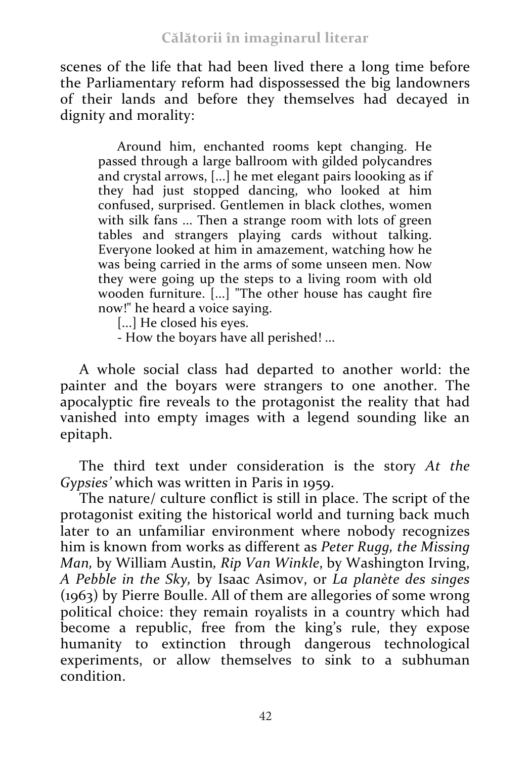scenes of the life that had been lived there a long time before the Parliamentary reform had dispossessed the big landowners of their lands and before they themselves had decayed in dignity and morality:

> Around him, enchanted rooms kept changing. He passed through a large ballroom with gilded polycandres and crystal arrows, [...] he met elegant pairs loooking as if they had just stopped dancing, who looked at him confused, surprised. Gentlemen in black clothes, women with silk fans ... Then a strange room with lots of green tables and strangers playing cards without talking. Everyone looked at him in amazement, watching how he was being carried in the arms of some unseen men. Now they were going up the steps to a living room with old wooden furniture. [...] "The other house has caught fire now!" he heard a voice saying.
>
> [...] He closed his eyes.
>
> - How the boyars have all perished! ...

A whole social class had departed to another world: the painter and the boyars were strangers to one another. The apocalyptic fire reveals to the protagonist the reality that had vanished into empty images with a legend sounding like an epitaph.

The third text under consideration is the story *At the Gypsies'* which was written in Paris in 1959.

The nature/ culture conflict is still in place. The script of the protagonist exiting the historical world and turning back much later to an unfamiliar environment where nobody recognizes him is known from works as different as *Peter Rugg, the Missing Man,* by William Austin*, Rip Van Winkle*, by Washington Irving, *A Pebble in the Sky,* by Isaac Asimov, or *La planète des singes* (1963) by Pierre Boulle. All of them are allegories of some wrong political choice: they remain royalists in a country which had become a republic, free from the king's rule, they expose humanity to extinction through dangerous technological experiments, or allow themselves to sink to a subhuman condition.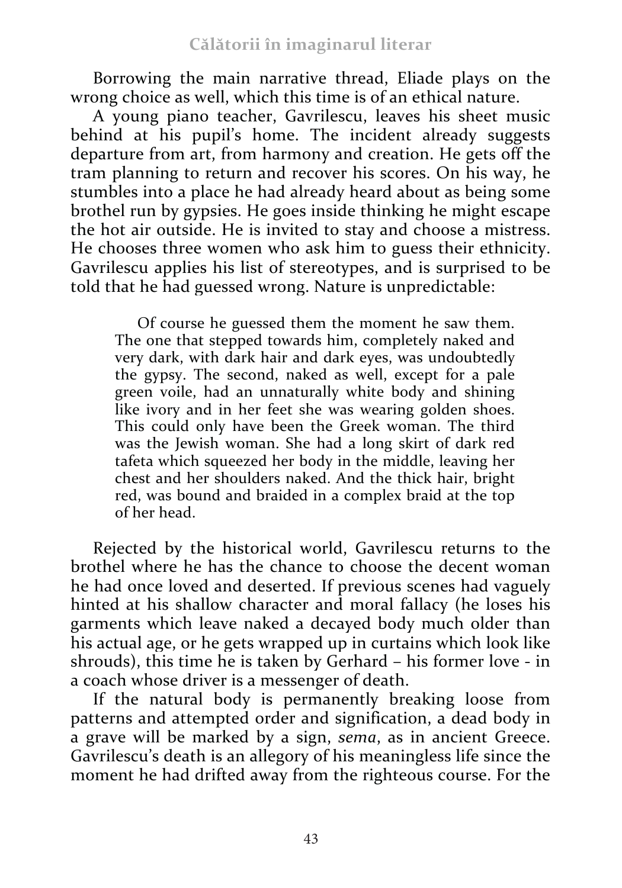Borrowing the main narrative thread, Eliade plays on the wrong choice as well, which this time is of an ethical nature.

A young piano teacher, Gavrilescu, leaves his sheet music behind at his pupil's home. The incident already suggests departure from art, from harmony and creation. He gets off the tram planning to return and recover his scores. On his way, he stumbles into a place he had already heard about as being some brothel run by gypsies. He goes inside thinking he might escape the hot air outside. He is invited to stay and choose a mistress. He chooses three women who ask him to guess their ethnicity. Gavrilescu applies his list of stereotypes, and is surprised to be told that he had guessed wrong. Nature is unpredictable:

> Of course he guessed them the moment he saw them. The one that stepped towards him, completely naked and very dark, with dark hair and dark eyes, was undoubtedly the gypsy. The second, naked as well, except for a pale green voile, had an unnaturally white body and shining like ivory and in her feet she was wearing golden shoes. This could only have been the Greek woman. The third was the Jewish woman. She had a long skirt of dark red tafeta which squeezed her body in the middle, leaving her chest and her shoulders naked. And the thick hair, bright red, was bound and braided in a complex braid at the top of her head.

Rejected by the historical world, Gavrilescu returns to the brothel where he has the chance to choose the decent woman he had once loved and deserted. If previous scenes had vaguely hinted at his shallow character and moral fallacy (he loses his garments which leave naked a decayed body much older than his actual age, or he gets wrapped up in curtains which look like shrouds), this time he is taken by Gerhard – his former love - in a coach whose driver is a messenger of death.

If the natural body is permanently breaking loose from patterns and attempted order and signification, a dead body in a grave will be marked by a sign, *sema*, as in ancient Greece. Gavrilescu's death is an allegory of his meaningless life since the moment he had drifted away from the righteous course. For the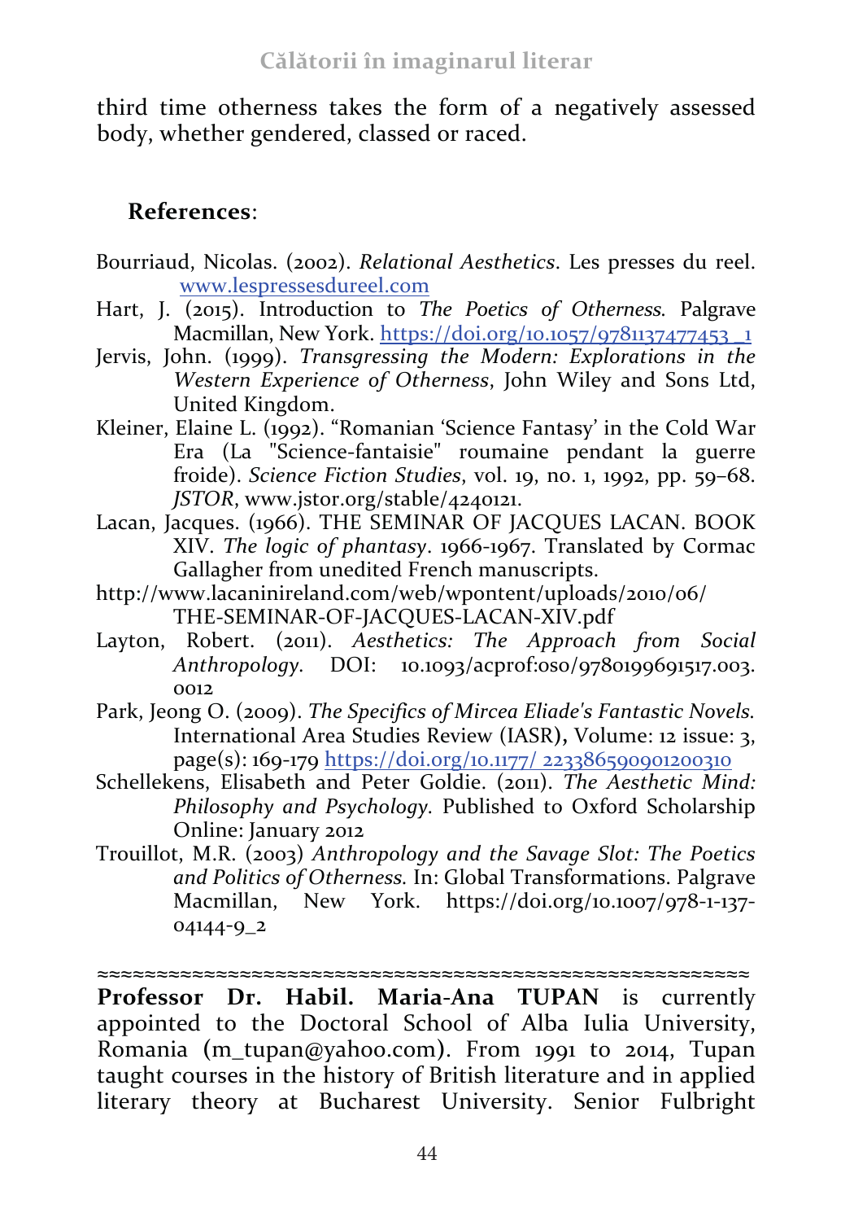third time otherness takes the form of a negatively assessed body, whether gendered, classed or raced.

**References**:

Bourriaud, Nicolas. (2002). *Relational Aesthetics*. Les presses du reel. www.lespressesdureel.com

Hart, J. (2015). Introduction to *The Poetics of Otherness*. Palgrave Macmillan, New York. https://doi.org/10.1057/9781137477453_1

Jervis, John. (1999). *Transgressing the Modern: Explorations in the Western Experience of Otherness*, John Wiley and Sons Ltd, United Kingdom.

Kleiner, Elaine L. (1992). "Romanian 'Science Fantasy' in the Cold War Era (La "Science-fantaisie" roumaine pendant la guerre froide). *Science Fiction Studies*, vol. 19, no. 1, 1992, pp. 59–68. *JSTOR*, www.jstor.org/stable/4240121.

Lacan, Jacques. (1966). THE SEMINAR OF JACQUES LACAN. BOOK XIV. *The logic of phantasy*. 1966-1967. Translated by Cormac Gallagher from unedited French manuscripts.

http://www.lacaninireland.com/web/wpontent/uploads/2010/06/THE-SEMINAR-OF-JACQUES-LACAN-XIV.pdf

Layton, Robert. (2011). *Aesthetics: The Approach from Social Anthropology*. DOI: 10.1093/acprof:oso/9780199691517.003.0012

Park, Jeong O. (2009). *The Specifics of Mircea Eliade's Fantastic Novels*. International Area Studies Review (IASR), Volume: 12 issue: 3, page(s): 169-179 https://doi.org/10.1177/ 223386590901200310

Schellekens, Elisabeth and Peter Goldie. (2011). *The Aesthetic Mind: Philosophy and Psychology*. Published to Oxford Scholarship Online: January 2012

Trouillot, M.R. (2003) *Anthropology and the Savage Slot: The Poetics and Politics of Otherness*. In: Global Transformations. Palgrave Macmillan, New York. https://doi.org/10.1007/978-1-137-04144-9_2

≈≈≈≈≈≈≈≈≈≈≈≈≈≈≈≈≈≈≈≈≈≈≈≈≈≈≈≈≈≈≈≈≈≈≈≈≈≈≈≈≈≈≈≈≈≈≈≈≈≈≈≈≈

**Professor Dr. Habil. Maria-Ana TUPAN** is currently appointed to the Doctoral School of Alba Iulia University, Romania (m_tupan@yahoo.com). From 1991 to 2014, Tupan taught courses in the history of British literature and in applied literary theory at Bucharest University. Senior Fulbright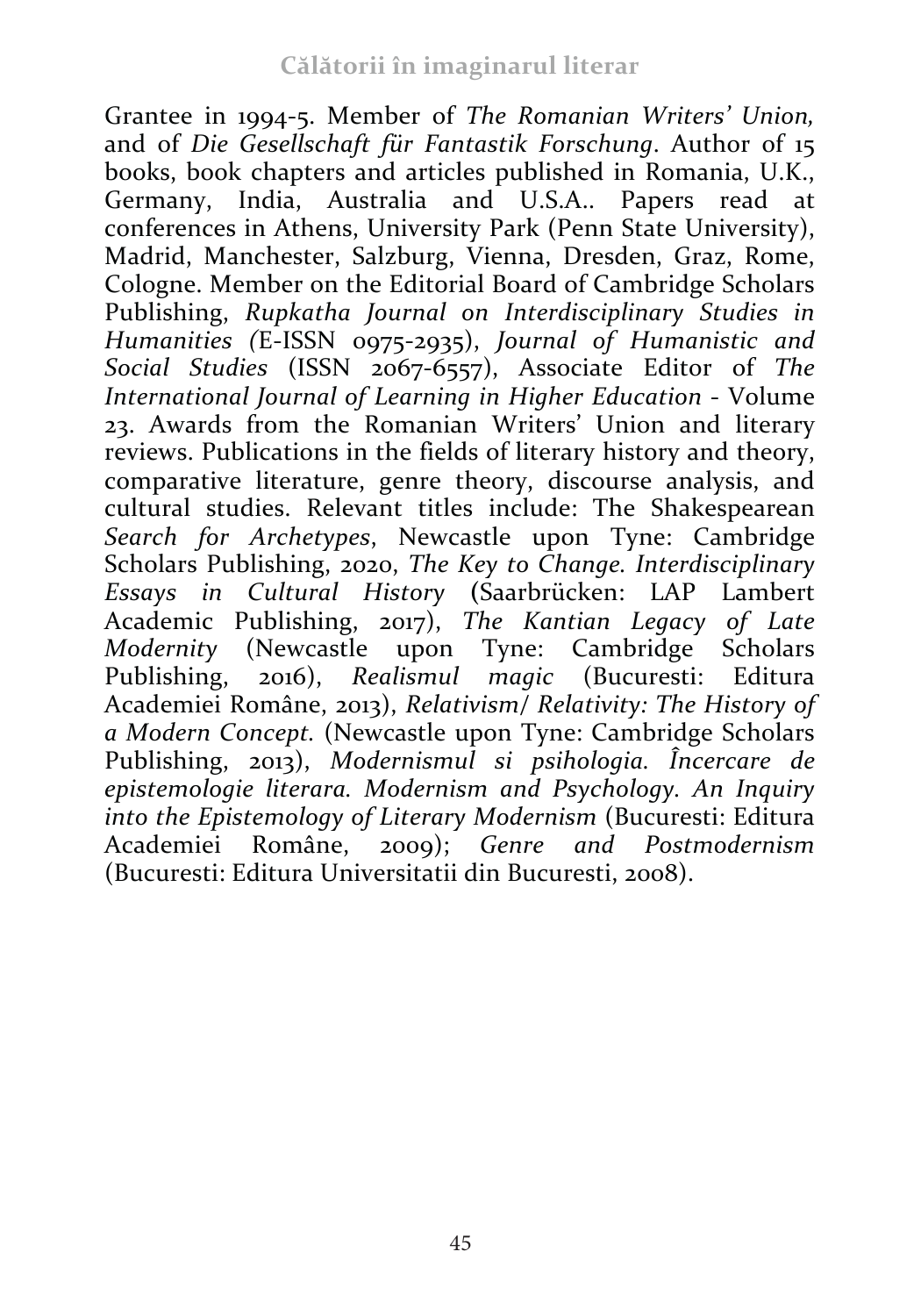Grantee in 1994-5. Member of *The Romanian Writers' Union,* and of *Die Gesellschaft für Fantastik Forschung*. Author of 15 books, book chapters and articles published in Romania, U.K., Germany, India, Australia and U.S.A.. Papers read at conferences in Athens, University Park (Penn State University), Madrid, Manchester, Salzburg, Vienna, Dresden, Graz, Rome, Cologne. Member on the Editorial Board of Cambridge Scholars Publishing, *Rupkatha Journal on Interdisciplinary Studies in Humanities (*E-ISSN 0975-2935), *Journal of Humanistic and Social Studies* (ISSN 2067-6557), Associate Editor of *The International Journal of Learning in Higher Education* - Volume 23. Awards from the Romanian Writers' Union and literary reviews. Publications in the fields of literary history and theory, comparative literature, genre theory, discourse analysis, and cultural studies. Relevant titles include: The Shakespearean *Search for Archetypes*, Newcastle upon Tyne: Cambridge Scholars Publishing, 2020, *The Key to Change. Interdisciplinary Essays in Cultural History* (Saarbrücken: LAP Lambert Academic Publishing, 2017), *The Kantian Legacy of Late Modernity* (Newcastle upon Tyne: Cambridge Scholars Publishing, 2016), *Realismul magic* (Bucuresti: Editura Academiei Române, 2013), *Relativism/ Relativity: The History of a Modern Concept.* (Newcastle upon Tyne: Cambridge Scholars Publishing, 2013), *Modernismul si psihologia. Încercare de epistemologie literara. Modernism and Psychology. An Inquiry into the Epistemology of Literary Modernism* (Bucuresti: Editura Academiei Române, 2009); *Genre and Postmodernism* (Bucuresti: Editura Universitatii din Bucuresti, 2008).